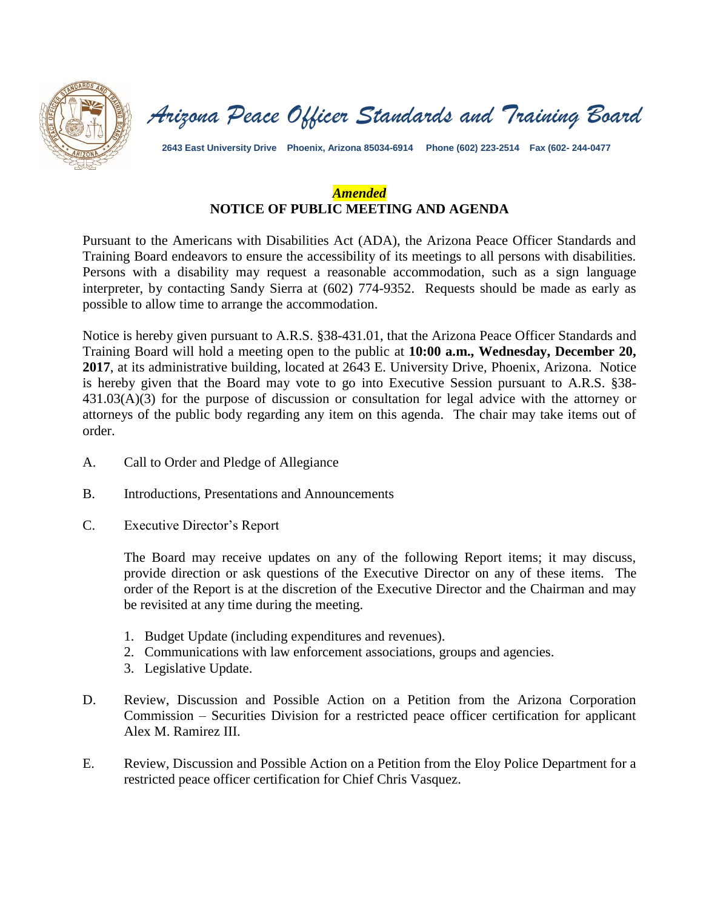# *Arizona Peace Officer Standards and Training Board*

**2643 East University Drive Phoenix, Arizona 85034-6914 Phone (602) 223-2514 Fax (602- 244-0477**

***Amended***

## NOTICE OF PUBLIC MEETING AND AGENDA

Pursuant to the Americans with Disabilities Act (ADA), the Arizona Peace Officer Standards and Training Board endeavors to ensure the accessibility of its meetings to all persons with disabilities. Persons with a disability may request a reasonable accommodation, such as a sign language interpreter, by contacting Sandy Sierra at (602) 774-9352. Requests should be made as early as possible to allow time to arrange the accommodation.

Notice is hereby given pursuant to A.R.S. §38-431.01, that the Arizona Peace Officer Standards and Training Board will hold a meeting open to the public at **10:00 a.m., Wednesday, December 20, 2017**, at its administrative building, located at 2643 E. University Drive, Phoenix, Arizona. Notice is hereby given that the Board may vote to go into Executive Session pursuant to A.R.S. §38-431.03(A)(3) for the purpose of discussion or consultation for legal advice with the attorney or attorneys of the public body regarding any item on this agenda. The chair may take items out of order.

A. Call to Order and Pledge of Allegiance

B. Introductions, Presentations and Announcements

C. Executive Director's Report

The Board may receive updates on any of the following Report items; it may discuss, provide direction or ask questions of the Executive Director on any of these items. The order of the Report is at the discretion of the Executive Director and the Chairman and may be revisited at any time during the meeting.

1. Budget Update (including expenditures and revenues).
2. Communications with law enforcement associations, groups and agencies.
3. Legislative Update.

D. Review, Discussion and Possible Action on a Petition from the Arizona Corporation Commission – Securities Division for a restricted peace officer certification for applicant Alex M. Ramirez III.

E. Review, Discussion and Possible Action on a Petition from the Eloy Police Department for a restricted peace officer certification for Chief Chris Vasquez.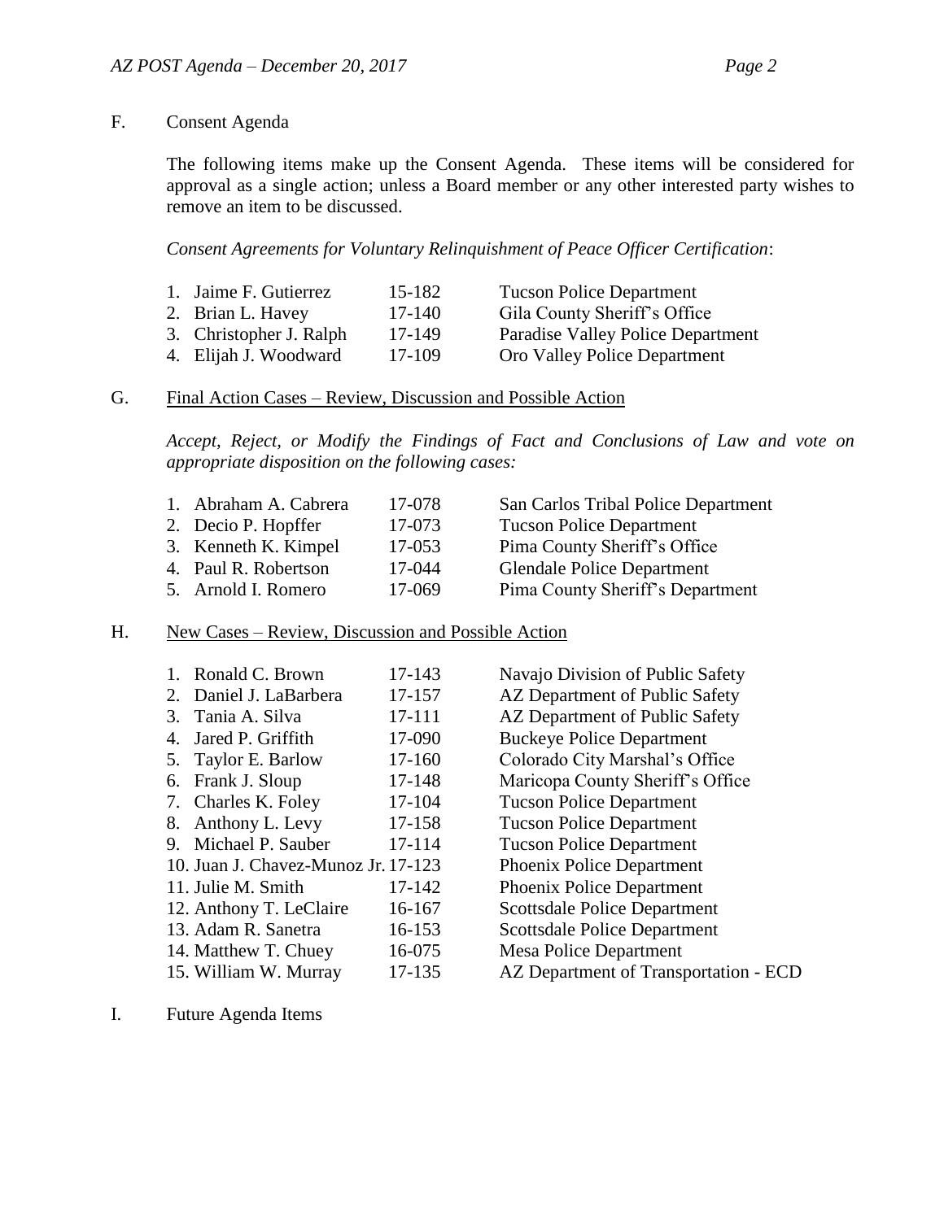F. Consent Agenda

The following items make up the Consent Agenda. These items will be considered for approval as a single action; unless a Board member or any other interested party wishes to remove an item to be discussed.

*Consent Agreements for Voluntary Relinquishment of Peace Officer Certification*:

| | | |
|---|---|---|
| 1. Jaime F. Gutierrez | 15-182 | Tucson Police Department |
| 2. Brian L. Havey | 17-140 | Gila County Sheriff's Office |
| 3. Christopher J. Ralph | 17-149 | Paradise Valley Police Department |
| 4. Elijah J. Woodward | 17-109 | Oro Valley Police Department |

G. Final Action Cases – Review, Discussion and Possible Action

*Accept, Reject, or Modify the Findings of Fact and Conclusions of Law and vote on appropriate disposition on the following cases:*

| | | |
|---|---|---|
| 1. Abraham A. Cabrera | 17-078 | San Carlos Tribal Police Department |
| 2. Decio P. Hopffer | 17-073 | Tucson Police Department |
| 3. Kenneth K. Kimpel | 17-053 | Pima County Sheriff's Office |
| 4. Paul R. Robertson | 17-044 | Glendale Police Department |
| 5. Arnold I. Romero | 17-069 | Pima County Sheriff's Department |

H. New Cases – Review, Discussion and Possible Action

| | | |
|---|---|---|
| 1. Ronald C. Brown | 17-143 | Navajo Division of Public Safety |
| 2. Daniel J. LaBarbera | 17-157 | AZ Department of Public Safety |
| 3. Tania A. Silva | 17-111 | AZ Department of Public Safety |
| 4. Jared P. Griffith | 17-090 | Buckeye Police Department |
| 5. Taylor E. Barlow | 17-160 | Colorado City Marshal's Office |
| 6. Frank J. Sloup | 17-148 | Maricopa County Sheriff's Office |
| 7. Charles K. Foley | 17-104 | Tucson Police Department |
| 8. Anthony L. Levy | 17-158 | Tucson Police Department |
| 9. Michael P. Sauber | 17-114 | Tucson Police Department |
| 10. Juan J. Chavez-Munoz Jr. | 17-123 | Phoenix Police Department |
| 11. Julie M. Smith | 17-142 | Phoenix Police Department |
| 12. Anthony T. LeClaire | 16-167 | Scottsdale Police Department |
| 13. Adam R. Sanetra | 16-153 | Scottsdale Police Department |
| 14. Matthew T. Chuey | 16-075 | Mesa Police Department |
| 15. William W. Murray | 17-135 | AZ Department of Transportation - ECD |

I. Future Agenda Items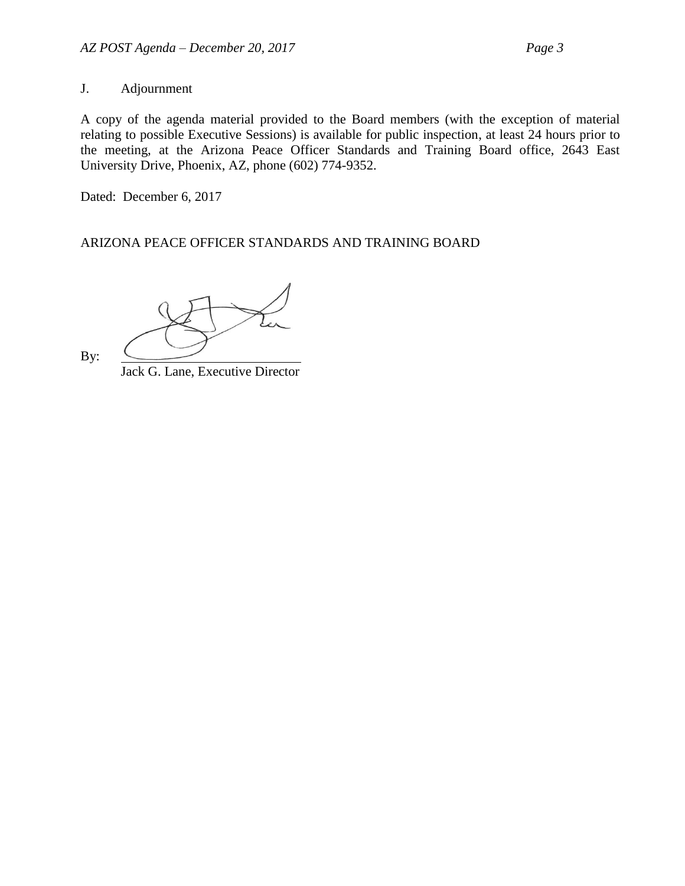J. Adjournment

A copy of the agenda material provided to the Board members (with the exception of material relating to possible Executive Sessions) is available for public inspection, at least 24 hours prior to the meeting, at the Arizona Peace Officer Standards and Training Board office, 2643 East University Drive, Phoenix, AZ, phone (602) 774-9352.

Dated: December 6, 2017

ARIZONA PEACE OFFICER STANDARDS AND TRAINING BOARD

By: ______________________________

Jack G. Lane, Executive Director